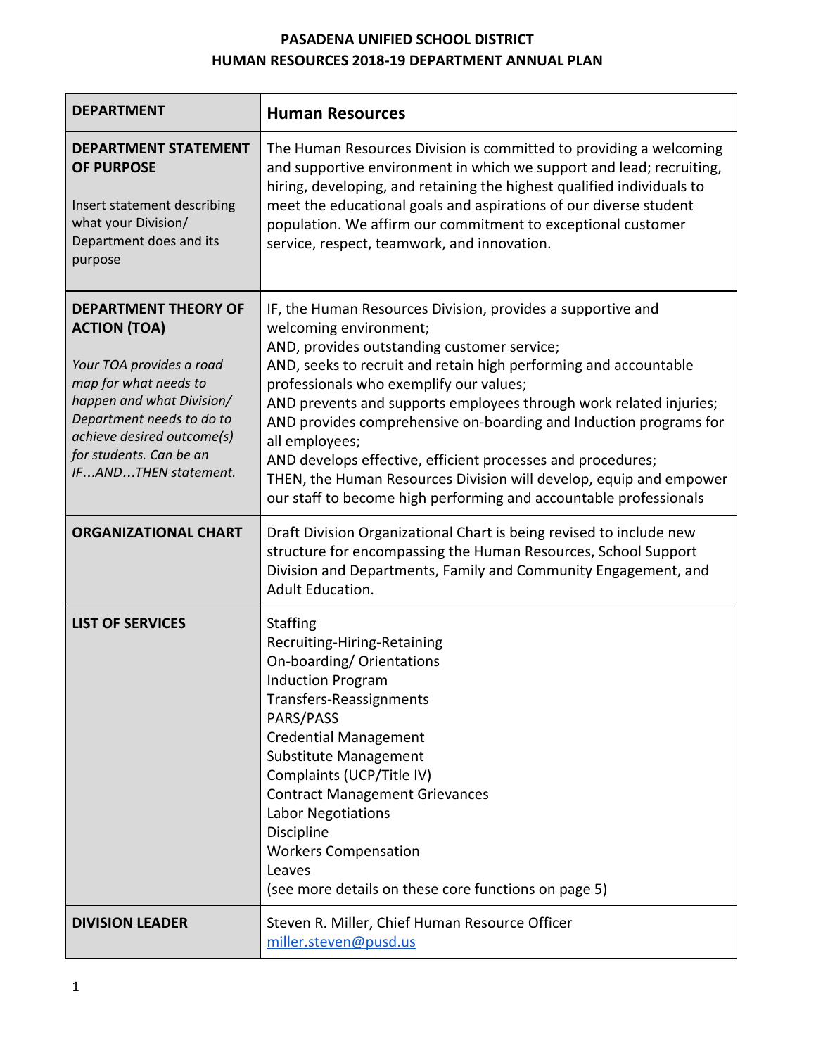# PASADENA UNIFIED SCHOOL DISTRICT
## HUMAN RESOURCES 2018-19 DEPARTMENT ANNUAL PLAN

| | |
|---|---|
| **DEPARTMENT** | **Human Resources** |
| **DEPARTMENT STATEMENT OF PURPOSE**<br><br>Insert statement describing what your Division/ Department does and its purpose | The Human Resources Division is committed to providing a welcoming and supportive environment in which we support and lead; recruiting, hiring, developing, and retaining the highest qualified individuals to meet the educational goals and aspirations of our diverse student population. We affirm our commitment to exceptional customer service, respect, teamwork, and innovation. |
| **DEPARTMENT THEORY OF ACTION (TOA)**<br><br>*Your TOA provides a road map for what needs to happen and what Division/ Department needs to do to achieve desired outcome(s) for students. Can be an IF…AND…THEN statement.* | IF, the Human Resources Division, provides a supportive and welcoming environment;<br>AND, provides outstanding customer service;<br>AND, seeks to recruit and retain high performing and accountable professionals who exemplify our values;<br>AND prevents and supports employees through work related injuries;<br>AND provides comprehensive on-boarding and Induction programs for all employees;<br>AND develops effective, efficient processes and procedures;<br>THEN, the Human Resources Division will develop, equip and empower our staff to become high performing and accountable professionals |
| **ORGANIZATIONAL CHART** | Draft Division Organizational Chart is being revised to include new structure for encompassing the Human Resources, School Support Division and Departments, Family and Community Engagement, and Adult Education. |
| **LIST OF SERVICES** | Staffing<br>Recruiting-Hiring-Retaining<br>On-boarding/ Orientations<br>Induction Program<br>Transfers-Reassignments<br>PARS/PASS<br>Credential Management<br>Substitute Management<br>Complaints (UCP/Title IV)<br>Contract Management Grievances<br>Labor Negotiations<br>Discipline<br>Workers Compensation<br>Leaves<br>(see more details on these core functions on page 5) |
| **DIVISION LEADER** | Steven R. Miller, Chief Human Resource Officer<br>miller.steven@pusd.us |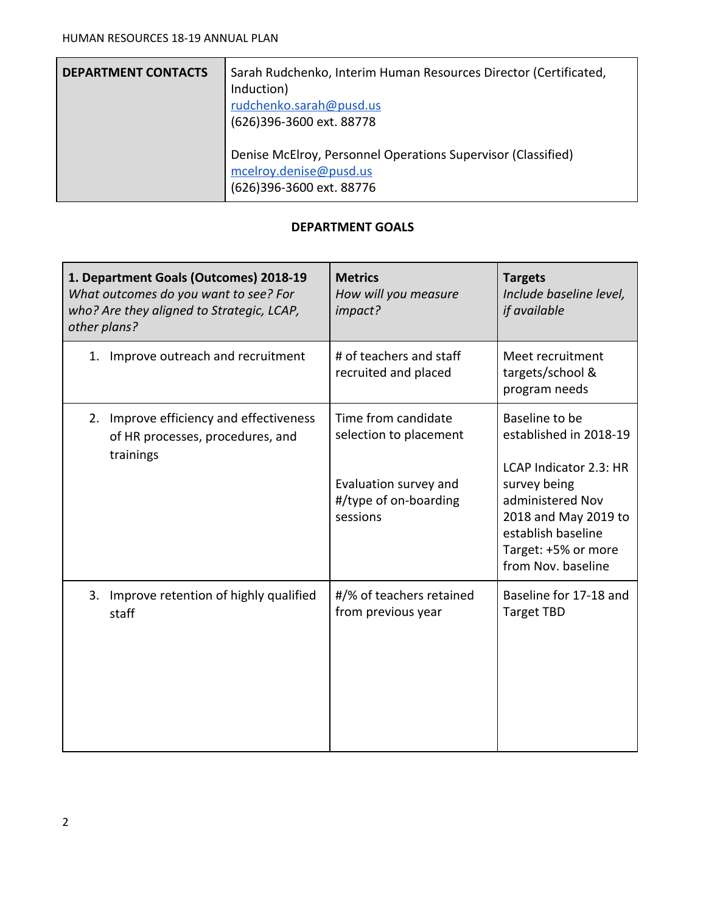| DEPARTMENT CONTACTS | Sarah Rudchenko, Interim Human Resources Director (Certificated, Induction)<br>rudchenko.sarah@pusd.us<br>(626)396-3600 ext. 88778<br><br>Denise McElroy, Personnel Operations Supervisor (Classified)<br>mcelroy.denise@pusd.us<br>(626)396-3600 ext. 88776 |
|---|---|

## DEPARTMENT GOALS

| **1. Department Goals (Outcomes) 2018-19**<br>*What outcomes do you want to see? For who? Are they aligned to Strategic, LCAP, other plans?* | **Metrics**<br>*How will you measure impact?* | **Targets**<br>*Include baseline level, if available* |
|---|---|---|
| 1. Improve outreach and recruitment | # of teachers and staff recruited and placed | Meet recruitment targets/school & program needs |
| 2. Improve efficiency and effectiveness of HR processes, procedures, and trainings | Time from candidate selection to placement<br><br>Evaluation survey and #/type of on-boarding sessions | Baseline to be established in 2018-19<br><br>LCAP Indicator 2.3: HR survey being administered Nov 2018 and May 2019 to establish baseline Target: +5% or more from Nov. baseline |
| 3. Improve retention of highly qualified staff | #/% of teachers retained from previous year | Baseline for 17-18 and Target TBD |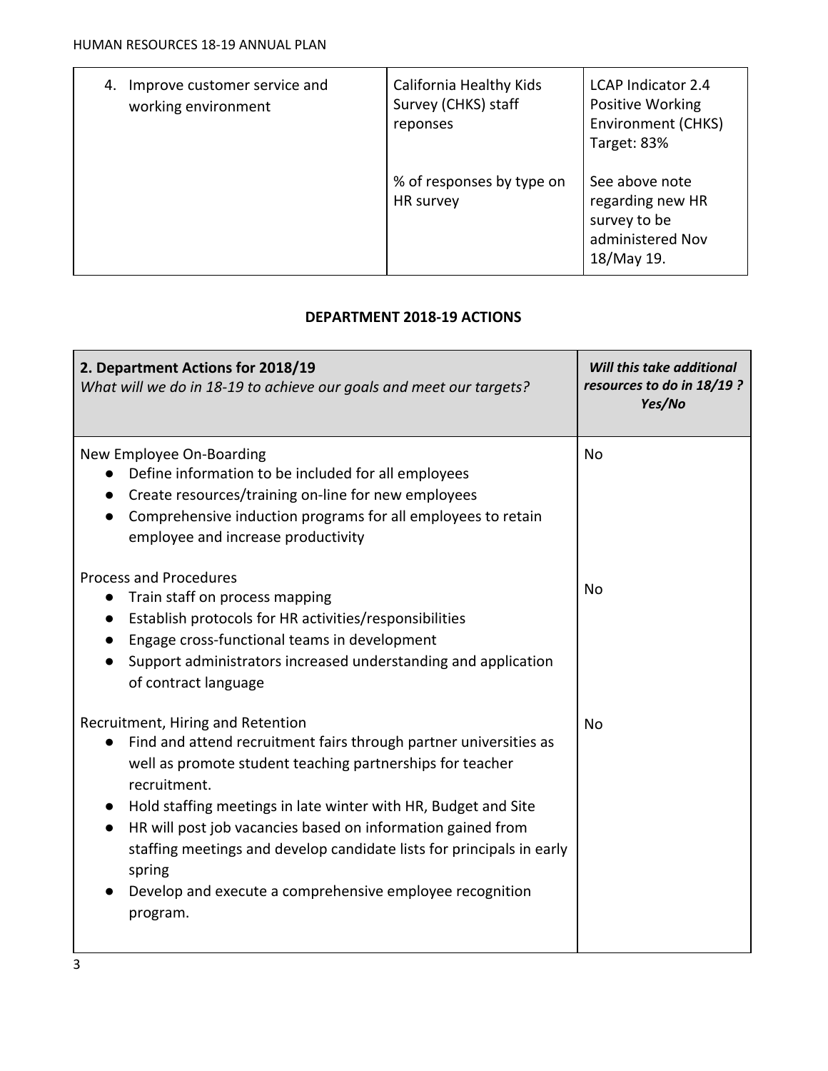| 4. Improve customer service and working environment | California Healthy Kids Survey (CHKS) staff reponses | LCAP Indicator 2.4 Positive Working Environment (CHKS) Target: 83% |
|---|---|---|
| | % of responses by type on HR survey | See above note regarding new HR survey to be administered Nov 18/May 19. |

## DEPARTMENT 2018-19 ACTIONS

| **2. Department Actions for 2018/19**<br>*What will we do in 18-19 to achieve our goals and meet our targets?* | ***Will this take additional resources to do in 18/19 ? Yes/No*** |
|---|---|
| New Employee On-Boarding<br>● Define information to be included for all employees<br>● Create resources/training on-line for new employees<br>● Comprehensive induction programs for all employees to retain employee and increase productivity | No |
| Process and Procedures<br>● Train staff on process mapping<br>● Establish protocols for HR activities/responsibilities<br>● Engage cross-functional teams in development<br>● Support administrators increased understanding and application of contract language | No |
| Recruitment, Hiring and Retention<br>● Find and attend recruitment fairs through partner universities as well as promote student teaching partnerships for teacher recruitment.<br>● Hold staffing meetings in late winter with HR, Budget and Site<br>● HR will post job vacancies based on information gained from staffing meetings and develop candidate lists for principals in early spring<br>● Develop and execute a comprehensive employee recognition program. | No |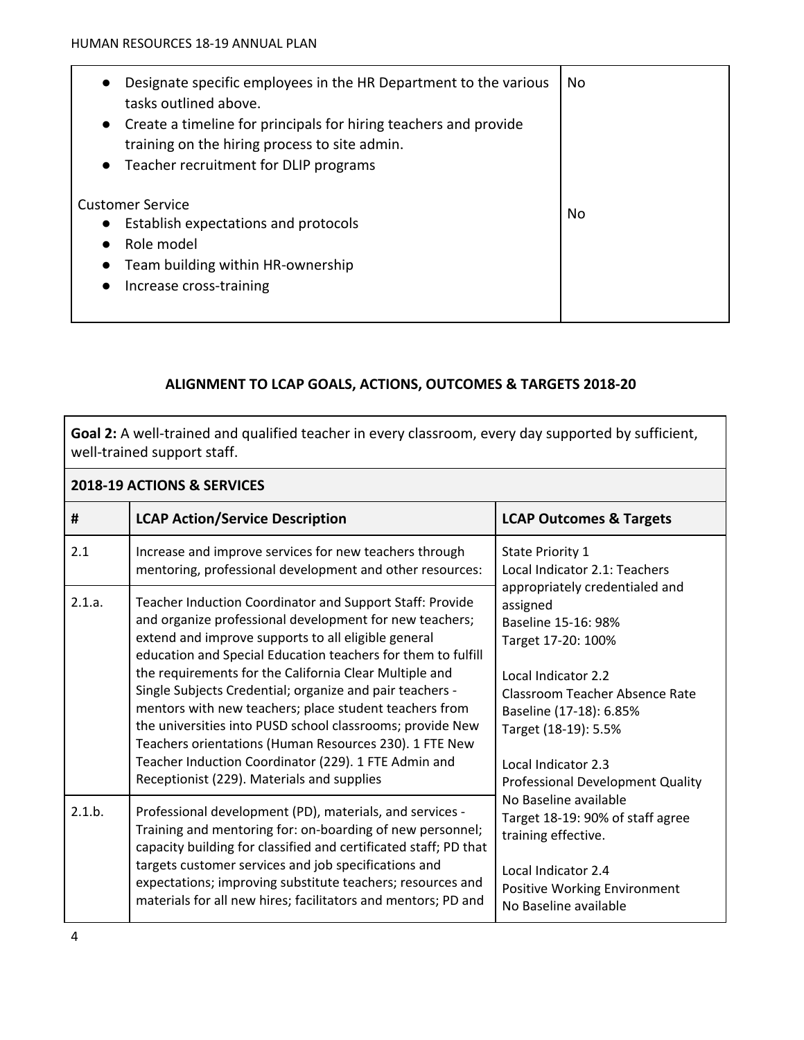| | |
|---|---|
| • Designate specific employees in the HR Department to the various tasks outlined above.<br>• Create a timeline for principals for hiring teachers and provide training on the hiring process to site admin.<br>• Teacher recruitment for DLIP programs | No |
| Customer Service<br>• Establish expectations and protocols<br>• Role model<br>• Team building within HR-ownership<br>• Increase cross-training | No |

## ALIGNMENT TO LCAP GOALS, ACTIONS, OUTCOMES & TARGETS 2018-20

**Goal 2:** A well-trained and qualified teacher in every classroom, every day supported by sufficient, well-trained support staff.

**2018-19 ACTIONS & SERVICES**

| # | LCAP Action/Service Description | LCAP Outcomes & Targets |
|---|---|---|
| 2.1 | Increase and improve services for new teachers through mentoring, professional development and other resources: | State Priority 1<br>Local Indicator 2.1: Teachers appropriately credentialed and assigned<br>Baseline 15-16: 98%<br>Target 17-20: 100%<br><br>Local Indicator 2.2<br>Classroom Teacher Absence Rate<br>Baseline (17-18): 6.85%<br>Target (18-19): 5.5%<br><br>Local Indicator 2.3<br>Professional Development Quality<br>No Baseline available<br>Target 18-19: 90% of staff agree training effective.<br><br>Local Indicator 2.4<br>Positive Working Environment<br>No Baseline available |
| 2.1.a. | Teacher Induction Coordinator and Support Staff: Provide and organize professional development for new teachers; extend and improve supports to all eligible general education and Special Education teachers for them to fulfill the requirements for the California Clear Multiple and Single Subjects Credential; organize and pair teachers - mentors with new teachers; place student teachers from the universities into PUSD school classrooms; provide New Teachers orientations (Human Resources 230). 1 FTE New Teacher Induction Coordinator (229). 1 FTE Admin and Receptionist (229). Materials and supplies | |
| 2.1.b. | Professional development (PD), materials, and services - Training and mentoring for: on-boarding of new personnel; capacity building for classified and certificated staff; PD that targets customer services and job specifications and expectations; improving substitute teachers; resources and materials for all new hires; facilitators and mentors; PD and | |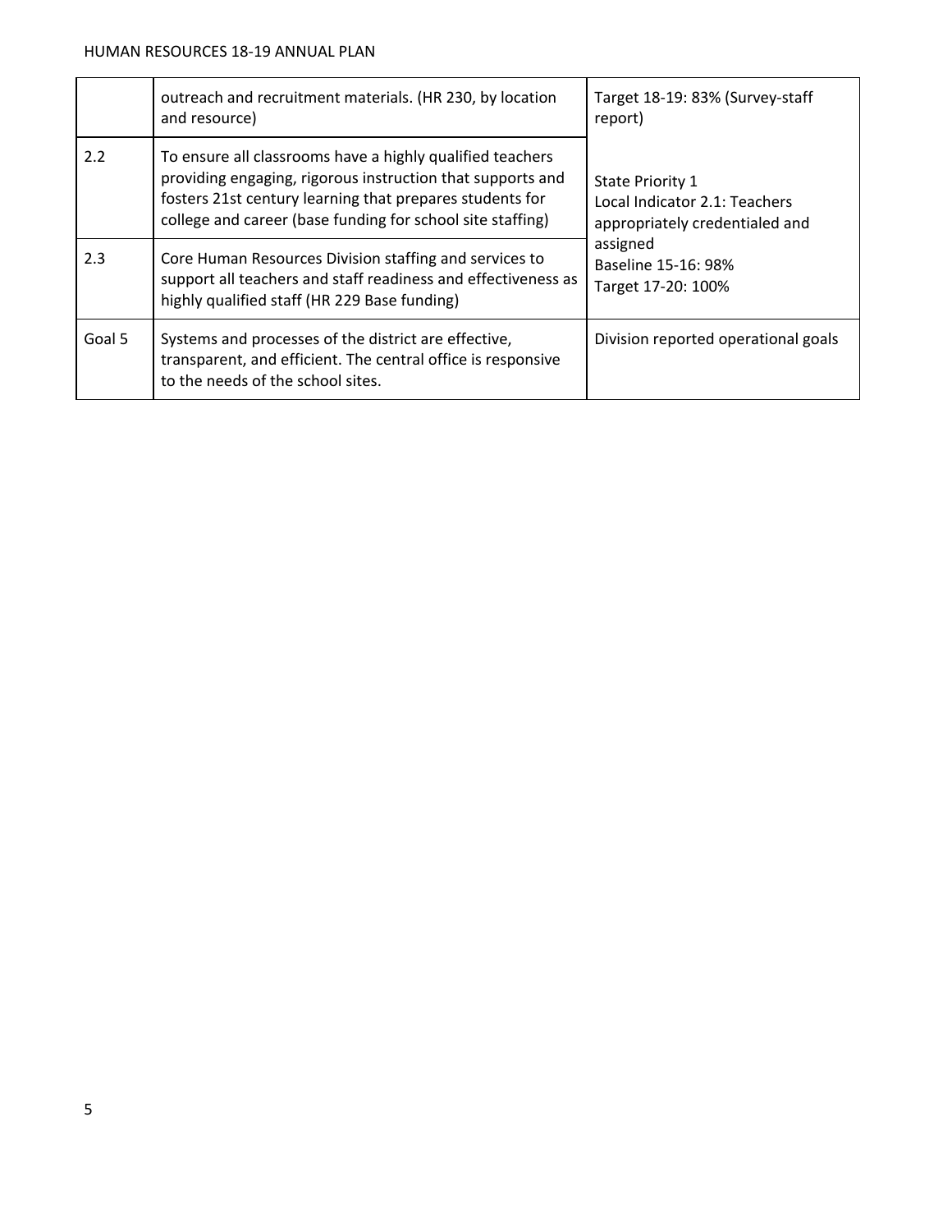|  | outreach and recruitment materials. (HR 230, by location and resource) | Target 18-19: 83% (Survey-staff report) |
|---|---|---|
| 2.2 | To ensure all classrooms have a highly qualified teachers providing engaging, rigorous instruction that supports and fosters 21st century learning that prepares students for college and career (base funding for school site staffing) | State Priority 1<br>Local Indicator 2.1: Teachers appropriately credentialed and assigned<br>Baseline 15-16: 98%<br>Target 17-20: 100% |
| 2.3 | Core Human Resources Division staffing and services to support all teachers and staff readiness and effectiveness as highly qualified staff (HR 229 Base funding) | |
| Goal 5 | Systems and processes of the district are effective, transparent, and efficient. The central office is responsive to the needs of the school sites. | Division reported operational goals |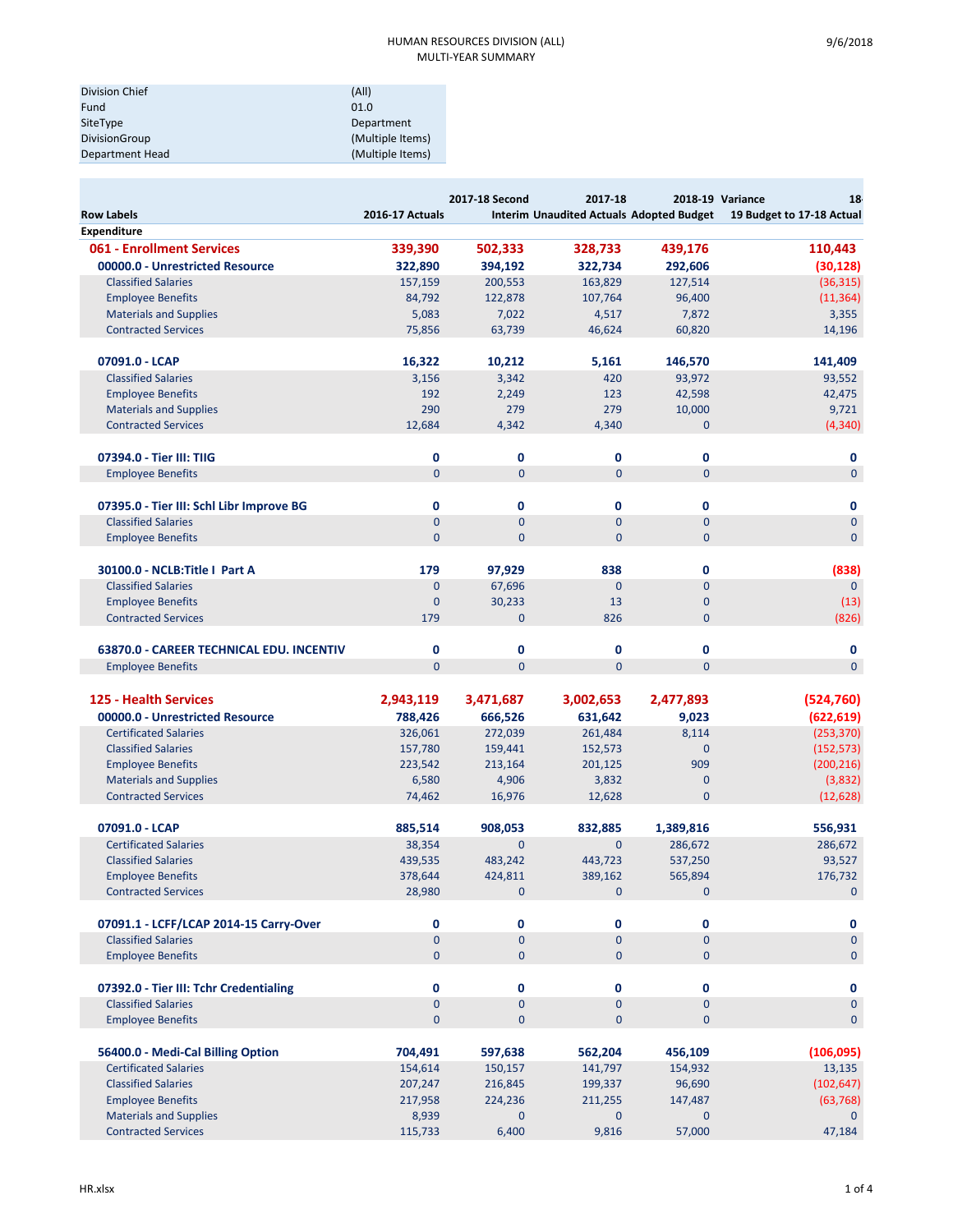HUMAN RESOURCES DIVISION (ALL)
MULTI-YEAR SUMMARY

9/6/2018

| | |
|---|---|
| Division Chief | (All) |
| Fund | 01.0 |
| SiteType | Department |
| DivisionGroup | (Multiple Items) |
| Department Head | (Multiple Items) |

| Row Labels | 2016-17 Actuals | 2017-18 Second Interim | 2017-18 Unaudited Actuals | 2018-19 Adopted Budget | Variance 18-19 Budget to 17-18 Actual |
|---|---|---|---|---|---|
| **Expenditure** | | | | | |
| **061 - Enrollment Services** | **339,390** | **502,333** | **328,733** | **439,176** | **110,443** |
| **00000.0 - Unrestricted Resource** | **322,890** | **394,192** | **322,734** | **292,606** | **(30,128)** |
| Classified Salaries | 157,159 | 200,553 | 163,829 | 127,514 | (36,315) |
| Employee Benefits | 84,792 | 122,878 | 107,764 | 96,400 | (11,364) |
| Materials and Supplies | 5,083 | 7,022 | 4,517 | 7,872 | 3,355 |
| Contracted Services | 75,856 | 63,739 | 46,624 | 60,820 | 14,196 |
| **07091.0 - LCAP** | **16,322** | **10,212** | **5,161** | **146,570** | **141,409** |
| Classified Salaries | 3,156 | 3,342 | 420 | 93,972 | 93,552 |
| Employee Benefits | 192 | 2,249 | 123 | 42,598 | 42,475 |
| Materials and Supplies | 290 | 279 | 279 | 10,000 | 9,721 |
| Contracted Services | 12,684 | 4,342 | 4,340 | 0 | (4,340) |
| **07394.0 - Tier III: TIIG** | **0** | **0** | **0** | **0** | **0** |
| Employee Benefits | 0 | 0 | 0 | 0 | 0 |
| **07395.0 - Tier III: Schl Libr Improve BG** | **0** | **0** | **0** | **0** | **0** |
| Classified Salaries | 0 | 0 | 0 | 0 | 0 |
| Employee Benefits | 0 | 0 | 0 | 0 | 0 |
| **30100.0 - NCLB:Title I Part A** | **179** | **97,929** | **838** | **0** | **(838)** |
| Classified Salaries | 0 | 67,696 | 0 | 0 | 0 |
| Employee Benefits | 0 | 30,233 | 13 | 0 | (13) |
| Contracted Services | 179 | 0 | 826 | 0 | (826) |
| **63870.0 - CAREER TECHNICAL EDU. INCENTIV** | **0** | **0** | **0** | **0** | **0** |
| Employee Benefits | 0 | 0 | 0 | 0 | 0 |
| **125 - Health Services** | **2,943,119** | **3,471,687** | **3,002,653** | **2,477,893** | **(524,760)** |
| **00000.0 - Unrestricted Resource** | **788,426** | **666,526** | **631,642** | **9,023** | **(622,619)** |
| Certificated Salaries | 326,061 | 272,039 | 261,484 | 8,114 | (253,370) |
| Classified Salaries | 157,780 | 159,441 | 152,573 | 0 | (152,573) |
| Employee Benefits | 223,542 | 213,164 | 201,125 | 909 | (200,216) |
| Materials and Supplies | 6,580 | 4,906 | 3,832 | 0 | (3,832) |
| Contracted Services | 74,462 | 16,976 | 12,628 | 0 | (12,628) |
| **07091.0 - LCAP** | **885,514** | **908,053** | **832,885** | **1,389,816** | **556,931** |
| Certificated Salaries | 38,354 | 0 | 0 | 286,672 | 286,672 |
| Classified Salaries | 439,535 | 483,242 | 443,723 | 537,250 | 93,527 |
| Employee Benefits | 378,644 | 424,811 | 389,162 | 565,894 | 176,732 |
| Contracted Services | 28,980 | 0 | 0 | 0 | 0 |
| **07091.1 - LCFF/LCAP 2014-15 Carry-Over** | **0** | **0** | **0** | **0** | **0** |
| Classified Salaries | 0 | 0 | 0 | 0 | 0 |
| Employee Benefits | 0 | 0 | 0 | 0 | 0 |
| **07392.0 - Tier III: Tchr Credentialing** | **0** | **0** | **0** | **0** | **0** |
| Classified Salaries | 0 | 0 | 0 | 0 | 0 |
| Employee Benefits | 0 | 0 | 0 | 0 | 0 |
| **56400.0 - Medi-Cal Billing Option** | **704,491** | **597,638** | **562,204** | **456,109** | **(106,095)** |
| Certificated Salaries | 154,614 | 150,157 | 141,797 | 154,932 | 13,135 |
| Classified Salaries | 207,247 | 216,845 | 199,337 | 96,690 | (102,647) |
| Employee Benefits | 217,958 | 224,236 | 211,255 | 147,487 | (63,768) |
| Materials and Supplies | 8,939 | 0 | 0 | 0 | 0 |
| Contracted Services | 115,733 | 6,400 | 9,816 | 57,000 | 47,184 |

HR.xlsx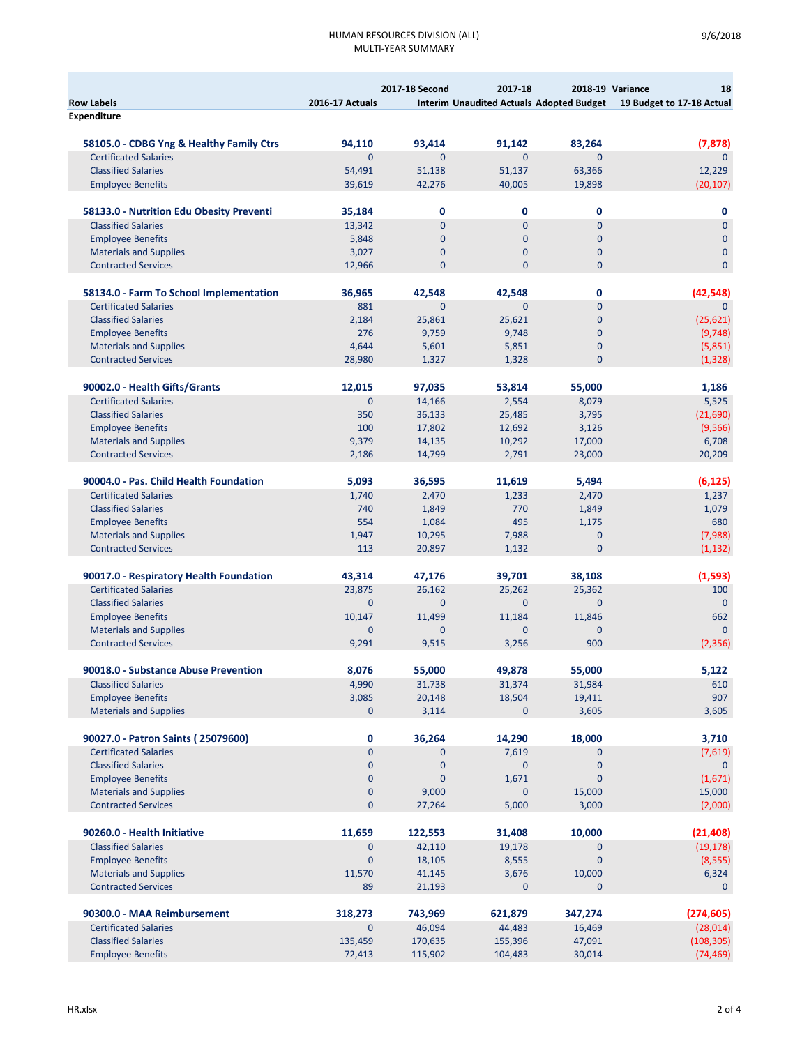# HUMAN RESOURCES DIVISION (ALL)
## MULTI-YEAR SUMMARY

| Row Labels | 2016-17 Actuals | 2017-18 Second Interim | 2017-18 Unaudited Actuals | 2018-19 Adopted Budget | Variance 18-19 Budget to 17-18 Actual |
|---|---|---|---|---|---|
| **Expenditure** | | | | | |
| **58105.0 - CDBG Yng & Healthy Family Ctrs** | **94,110** | **93,414** | **91,142** | **83,264** | **(7,878)** |
| Certificated Salaries | 0 | 0 | 0 | 0 | 0 |
| Classified Salaries | 54,491 | 51,138 | 51,137 | 63,366 | 12,229 |
| Employee Benefits | 39,619 | 42,276 | 40,005 | 19,898 | (20,107) |
| **58133.0 - Nutrition Edu Obesity Preventi** | **35,184** | **0** | **0** | **0** | **0** |
| Classified Salaries | 13,342 | 0 | 0 | 0 | 0 |
| Employee Benefits | 5,848 | 0 | 0 | 0 | 0 |
| Materials and Supplies | 3,027 | 0 | 0 | 0 | 0 |
| Contracted Services | 12,966 | 0 | 0 | 0 | 0 |
| **58134.0 - Farm To School Implementation** | **36,965** | **42,548** | **42,548** | **0** | **(42,548)** |
| Certificated Salaries | 881 | 0 | 0 | 0 | 0 |
| Classified Salaries | 2,184 | 25,861 | 25,621 | 0 | (25,621) |
| Employee Benefits | 276 | 9,759 | 9,748 | 0 | (9,748) |
| Materials and Supplies | 4,644 | 5,601 | 5,851 | 0 | (5,851) |
| Contracted Services | 28,980 | 1,327 | 1,328 | 0 | (1,328) |
| **90002.0 - Health Gifts/Grants** | **12,015** | **97,035** | **53,814** | **55,000** | **1,186** |
| Certificated Salaries | 0 | 14,166 | 2,554 | 8,079 | 5,525 |
| Classified Salaries | 350 | 36,133 | 25,485 | 3,795 | (21,690) |
| Employee Benefits | 100 | 17,802 | 12,692 | 3,126 | (9,566) |
| Materials and Supplies | 9,379 | 14,135 | 10,292 | 17,000 | 6,708 |
| Contracted Services | 2,186 | 14,799 | 2,791 | 23,000 | 20,209 |
| **90004.0 - Pas. Child Health Foundation** | **5,093** | **36,595** | **11,619** | **5,494** | **(6,125)** |
| Certificated Salaries | 1,740 | 2,470 | 1,233 | 2,470 | 1,237 |
| Classified Salaries | 740 | 1,849 | 770 | 1,849 | 1,079 |
| Employee Benefits | 554 | 1,084 | 495 | 1,175 | 680 |
| Materials and Supplies | 1,947 | 10,295 | 7,988 | 0 | (7,988) |
| Contracted Services | 113 | 20,897 | 1,132 | 0 | (1,132) |
| **90017.0 - Respiratory Health Foundation** | **43,314** | **47,176** | **39,701** | **38,108** | **(1,593)** |
| Certificated Salaries | 23,875 | 26,162 | 25,262 | 25,362 | 100 |
| Classified Salaries | 0 | 0 | 0 | 0 | 0 |
| Employee Benefits | 10,147 | 11,499 | 11,184 | 11,846 | 662 |
| Materials and Supplies | 0 | 0 | 0 | 0 | 0 |
| Contracted Services | 9,291 | 9,515 | 3,256 | 900 | (2,356) |
| **90018.0 - Substance Abuse Prevention** | **8,076** | **55,000** | **49,878** | **55,000** | **5,122** |
| Classified Salaries | 4,990 | 31,738 | 31,374 | 31,984 | 610 |
| Employee Benefits | 3,085 | 20,148 | 18,504 | 19,411 | 907 |
| Materials and Supplies | 0 | 3,114 | 0 | 3,605 | 3,605 |
| **90027.0 - Patron Saints ( 25079600)** | **0** | **36,264** | **14,290** | **18,000** | **3,710** |
| Certificated Salaries | 0 | 0 | 7,619 | 0 | (7,619) |
| Classified Salaries | 0 | 0 | 0 | 0 | 0 |
| Employee Benefits | 0 | 0 | 1,671 | 0 | (1,671) |
| Materials and Supplies | 0 | 9,000 | 0 | 15,000 | 15,000 |
| Contracted Services | 0 | 27,264 | 5,000 | 3,000 | (2,000) |
| **90260.0 - Health Initiative** | **11,659** | **122,553** | **31,408** | **10,000** | **(21,408)** |
| Classified Salaries | 0 | 42,110 | 19,178 | 0 | (19,178) |
| Employee Benefits | 0 | 18,105 | 8,555 | 0 | (8,555) |
| Materials and Supplies | 11,570 | 41,145 | 3,676 | 10,000 | 6,324 |
| Contracted Services | 89 | 21,193 | 0 | 0 | 0 |
| **90300.0 - MAA Reimbursement** | **318,273** | **743,969** | **621,879** | **347,274** | **(274,605)** |
| Certificated Salaries | 0 | 46,094 | 44,483 | 16,469 | (28,014) |
| Classified Salaries | 135,459 | 170,635 | 155,396 | 47,091 | (108,305) |
| Employee Benefits | 72,413 | 115,902 | 104,483 | 30,014 | (74,469) |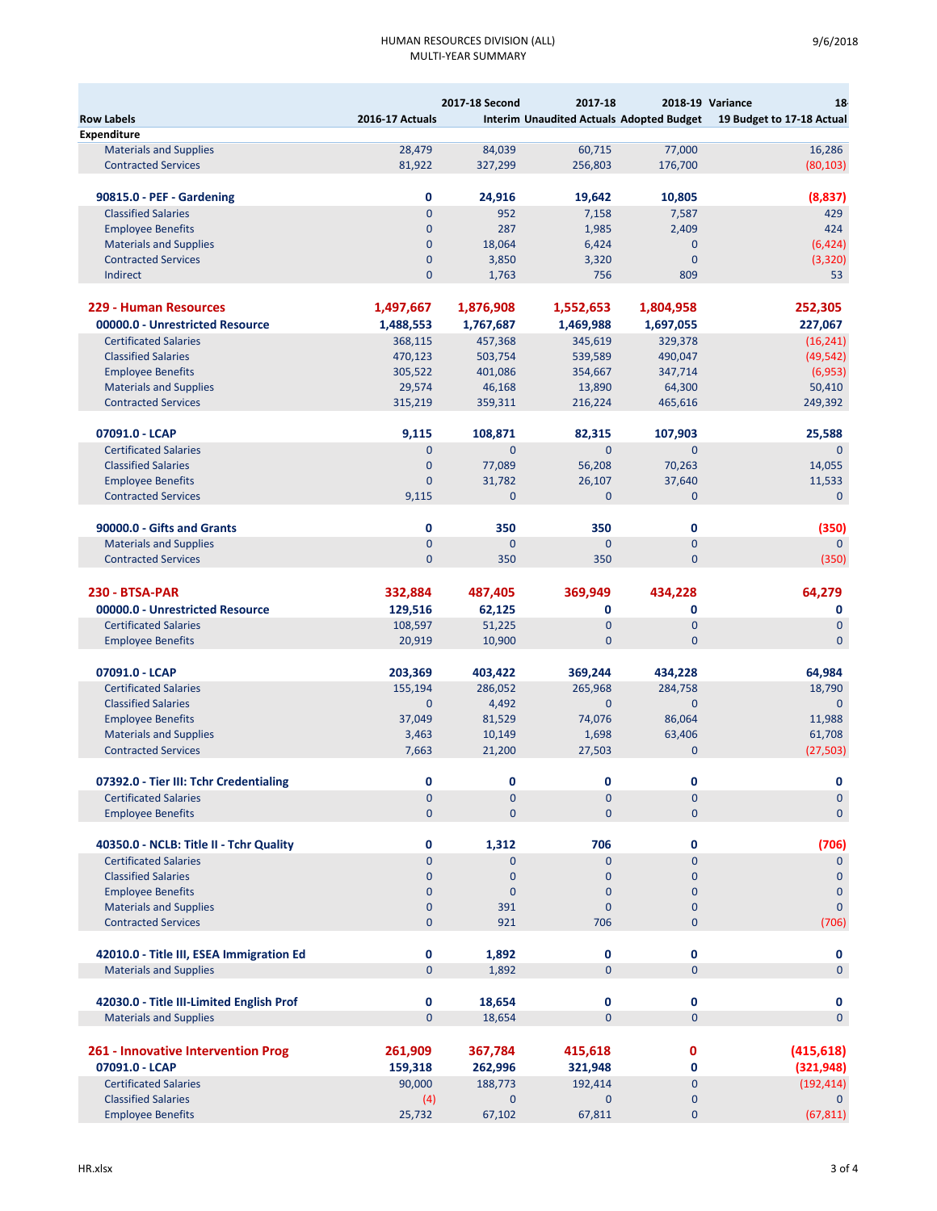# HUMAN RESOURCES DIVISION (ALL)
## MULTI-YEAR SUMMARY

9/6/2018

| Row Labels | 2016-17 Actuals | 2017-18 Second Interim | 2017-18 Unaudited Actuals | 2018-19 Adopted Budget | Variance 18-19 Budget to 17-18 Actual |
|---|---|---|---|---|---|
| **Expenditure** | | | | | |
| Materials and Supplies | 28,479 | 84,039 | 60,715 | 77,000 | 16,286 |
| Contracted Services | 81,922 | 327,299 | 256,803 | 176,700 | (80,103) |
| **90815.0 - PEF - Gardening** | **0** | **24,916** | **19,642** | **10,805** | **(8,837)** |
| Classified Salaries | 0 | 952 | 7,158 | 7,587 | 429 |
| Employee Benefits | 0 | 287 | 1,985 | 2,409 | 424 |
| Materials and Supplies | 0 | 18,064 | 6,424 | 0 | (6,424) |
| Contracted Services | 0 | 3,850 | 3,320 | 0 | (3,320) |
| Indirect | 0 | 1,763 | 756 | 809 | 53 |
| **229 - Human Resources** | **1,497,667** | **1,876,908** | **1,552,653** | **1,804,958** | **252,305** |
| **00000.0 - Unrestricted Resource** | **1,488,553** | **1,767,687** | **1,469,988** | **1,697,055** | **227,067** |
| Certificated Salaries | 368,115 | 457,368 | 345,619 | 329,378 | (16,241) |
| Classified Salaries | 470,123 | 503,754 | 539,589 | 490,047 | (49,542) |
| Employee Benefits | 305,522 | 401,086 | 354,667 | 347,714 | (6,953) |
| Materials and Supplies | 29,574 | 46,168 | 13,890 | 64,300 | 50,410 |
| Contracted Services | 315,219 | 359,311 | 216,224 | 465,616 | 249,392 |
| **07091.0 - LCAP** | **9,115** | **108,871** | **82,315** | **107,903** | **25,588** |
| Certificated Salaries | 0 | 0 | 0 | 0 | 0 |
| Classified Salaries | 0 | 77,089 | 56,208 | 70,263 | 14,055 |
| Employee Benefits | 0 | 31,782 | 26,107 | 37,640 | 11,533 |
| Contracted Services | 9,115 | 0 | 0 | 0 | 0 |
| **90000.0 - Gifts and Grants** | **0** | **350** | **350** | **0** | **(350)** |
| Materials and Supplies | 0 | 0 | 0 | 0 | 0 |
| Contracted Services | 0 | 350 | 350 | 0 | (350) |
| **230 - BTSA-PAR** | **332,884** | **487,405** | **369,949** | **434,228** | **64,279** |
| **00000.0 - Unrestricted Resource** | **129,516** | **62,125** | **0** | **0** | **0** |
| Certificated Salaries | 108,597 | 51,225 | 0 | 0 | 0 |
| Employee Benefits | 20,919 | 10,900 | 0 | 0 | 0 |
| **07091.0 - LCAP** | **203,369** | **403,422** | **369,244** | **434,228** | **64,984** |
| Certificated Salaries | 155,194 | 286,052 | 265,968 | 284,758 | 18,790 |
| Classified Salaries | 0 | 4,492 | 0 | 0 | 0 |
| Employee Benefits | 37,049 | 81,529 | 74,076 | 86,064 | 11,988 |
| Materials and Supplies | 3,463 | 10,149 | 1,698 | 63,406 | 61,708 |
| Contracted Services | 7,663 | 21,200 | 27,503 | 0 | (27,503) |
| **07392.0 - Tier III: Tchr Credentialing** | **0** | **0** | **0** | **0** | **0** |
| Certificated Salaries | 0 | 0 | 0 | 0 | 0 |
| Employee Benefits | 0 | 0 | 0 | 0 | 0 |
| **40350.0 - NCLB: Title II - Tchr Quality** | **0** | **1,312** | **706** | **0** | **(706)** |
| Certificated Salaries | 0 | 0 | 0 | 0 | 0 |
| Classified Salaries | 0 | 0 | 0 | 0 | 0 |
| Employee Benefits | 0 | 0 | 0 | 0 | 0 |
| Materials and Supplies | 0 | 391 | 0 | 0 | 0 |
| Contracted Services | 0 | 921 | 706 | 0 | (706) |
| **42010.0 - Title III, ESEA Immigration Ed** | **0** | **1,892** | **0** | **0** | **0** |
| Materials and Supplies | 0 | 1,892 | 0 | 0 | 0 |
| **42030.0 - Title III-Limited English Prof** | **0** | **18,654** | **0** | **0** | **0** |
| Materials and Supplies | 0 | 18,654 | 0 | 0 | 0 |
| **261 - Innovative Intervention Prog** | **261,909** | **367,784** | **415,618** | **0** | **(415,618)** |
| **07091.0 - LCAP** | **159,318** | **262,996** | **321,948** | **0** | **(321,948)** |
| Certificated Salaries | 90,000 | 188,773 | 192,414 | 0 | (192,414) |
| Classified Salaries | (4) | 0 | 0 | 0 | 0 |
| Employee Benefits | 25,732 | 67,102 | 67,811 | 0 | (67,811) |

HR.xlsx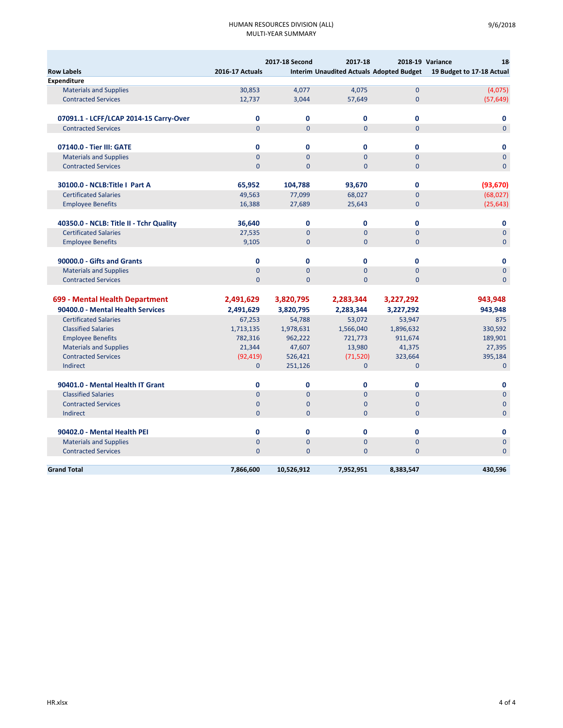HUMAN RESOURCES DIVISION (ALL)
MULTI-YEAR SUMMARY

9/6/2018

| Row Labels | 2016-17 Actuals | 2017-18 Second Interim | 2017-18 Unaudited Actuals | 2018-19 Adopted Budget | Variance 18-19 Budget to 17-18 Actual |
|---|---|---|---|---|---|
| **Expenditure** | | | | | |
| Materials and Supplies | 30,853 | 4,077 | 4,075 | 0 | (4,075) |
| Contracted Services | 12,737 | 3,044 | 57,649 | 0 | (57,649) |
| **07091.1 - LCFF/LCAP 2014-15 Carry-Over** | **0** | **0** | **0** | **0** | **0** |
| Contracted Services | 0 | 0 | 0 | 0 | 0 |
| **07140.0 - Tier III: GATE** | **0** | **0** | **0** | **0** | **0** |
| Materials and Supplies | 0 | 0 | 0 | 0 | 0 |
| Contracted Services | 0 | 0 | 0 | 0 | 0 |
| **30100.0 - NCLB:Title I Part A** | **65,952** | **104,788** | **93,670** | **0** | **(93,670)** |
| Certificated Salaries | 49,563 | 77,099 | 68,027 | 0 | (68,027) |
| Employee Benefits | 16,388 | 27,689 | 25,643 | 0 | (25,643) |
| **40350.0 - NCLB: Title II - Tchr Quality** | **36,640** | **0** | **0** | **0** | **0** |
| Certificated Salaries | 27,535 | 0 | 0 | 0 | 0 |
| Employee Benefits | 9,105 | 0 | 0 | 0 | 0 |
| **90000.0 - Gifts and Grants** | **0** | **0** | **0** | **0** | **0** |
| Materials and Supplies | 0 | 0 | 0 | 0 | 0 |
| Contracted Services | 0 | 0 | 0 | 0 | 0 |
| **699 - Mental Health Department** | **2,491,629** | **3,820,795** | **2,283,344** | **3,227,292** | **943,948** |
| **90400.0 - Mental Health Services** | **2,491,629** | **3,820,795** | **2,283,344** | **3,227,292** | **943,948** |
| Certificated Salaries | 67,253 | 54,788 | 53,072 | 53,947 | 875 |
| Classified Salaries | 1,713,135 | 1,978,631 | 1,566,040 | 1,896,632 | 330,592 |
| Employee Benefits | 782,316 | 962,222 | 721,773 | 911,674 | 189,901 |
| Materials and Supplies | 21,344 | 47,607 | 13,980 | 41,375 | 27,395 |
| Contracted Services | (92,419) | 526,421 | (71,520) | 323,664 | 395,184 |
| Indirect | 0 | 251,126 | 0 | 0 | 0 |
| **90401.0 - Mental Health IT Grant** | **0** | **0** | **0** | **0** | **0** |
| Classified Salaries | 0 | 0 | 0 | 0 | 0 |
| Contracted Services | 0 | 0 | 0 | 0 | 0 |
| Indirect | 0 | 0 | 0 | 0 | 0 |
| **90402.0 - Mental Health PEI** | **0** | **0** | **0** | **0** | **0** |
| Materials and Supplies | 0 | 0 | 0 | 0 | 0 |
| Contracted Services | 0 | 0 | 0 | 0 | 0 |
| **Grand Total** | **7,866,600** | **10,526,912** | **7,952,951** | **8,383,547** | **430,596** |

HR.xlsx